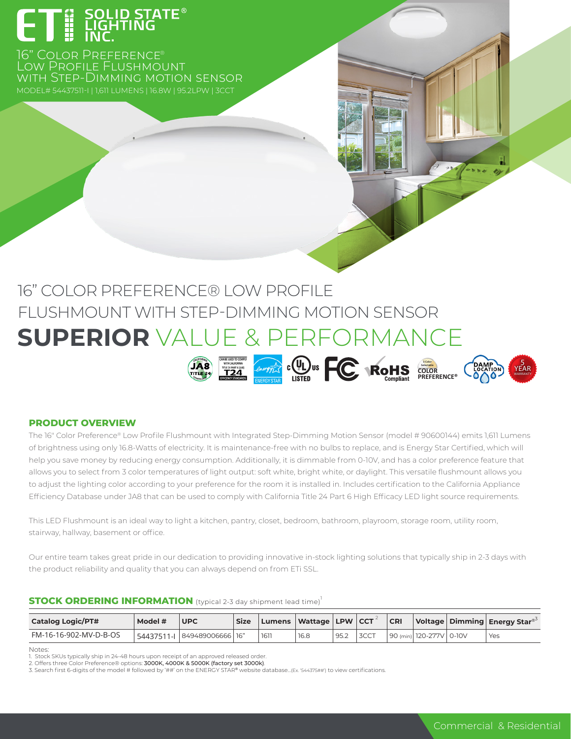ETi SOLID STATE® LIGHTING INC.

16" Color Preference® Low Profile Flushmount with Step-Dimming Motion Sensor

MODEL# 54437511-I | 1,611 LUMENS | 16.8W | 95.2LPW | 3CCT

# 16" COLOR PREFERENCE® LOW PROFILE FLUSHMOUNT WITH STEP-DIMMING MOTION SENSOR

# **SUPERIOR** VALUE & PERFORMANCE

## PRODUCT OVERVIEW

The 16" Color Preference® Low Profile Flushmount with Integrated Step-Dimming Motion Sensor (model # 90600144) emits 1,611 Lumens of brightness using only 16.8-Watts of electricity. It is maintenance-free with no bulbs to replace, and is Energy Star Certified, which will help you save money by reducing energy consumption. Additionally, it is dimmable from 0-10V, and has a color preference feature that allows you to select from 3 color temperatures of light output: soft white, bright white, or daylight. This versatile flushmount allows you to adjust the lighting color according to your preference for the room it is installed in. Includes certification to the California Appliance Efficiency Database under JA8 that can be used to comply with California Title 24 Part 6 High Efficacy LED light source requirements.

This LED Flushmount is an ideal way to light a kitchen, pantry, closet, bedroom, bathroom, playroom, storage room, utility room, stairway, hallway, basement or office.

Our entire team takes great pride in our dedication to providing innovative in-stock lighting solutions that typically ship in 2-3 days with the product reliability and quality that you can always depend on from ETi SSL.

## STOCK ORDERING INFORMATION (typical 2-3 day shipment lead time)[1]

| Catalog Logic/PT# | Model # | UPC | Size | Lumens | Wattage | LPW | CCT[2] | CRI | Voltage | Dimming | Energy Star®[3] |
|---|---|---|---|---|---|---|---|---|---|---|---|
| FM-16-16-902-MV-D-B-OS | 54437511-I | 849489006666 | 16" | 1611 | 16.8 | 95.2 | 3CCT | 90 (min) | 120-277V | 0-10V | Yes |

Notes:
1. Stock SKUs typically ship in 24-48 hours upon receipt of an approved released order.
2. Offers three Color Preference® options: **3000K, 4000K & 5000K (factory set 3000k)**.
3. Search first 6-digits of the model # followed by '##' on the ENERGY STAR® website database...(Ex. '544375##') to view certifications.

Commercial & Residential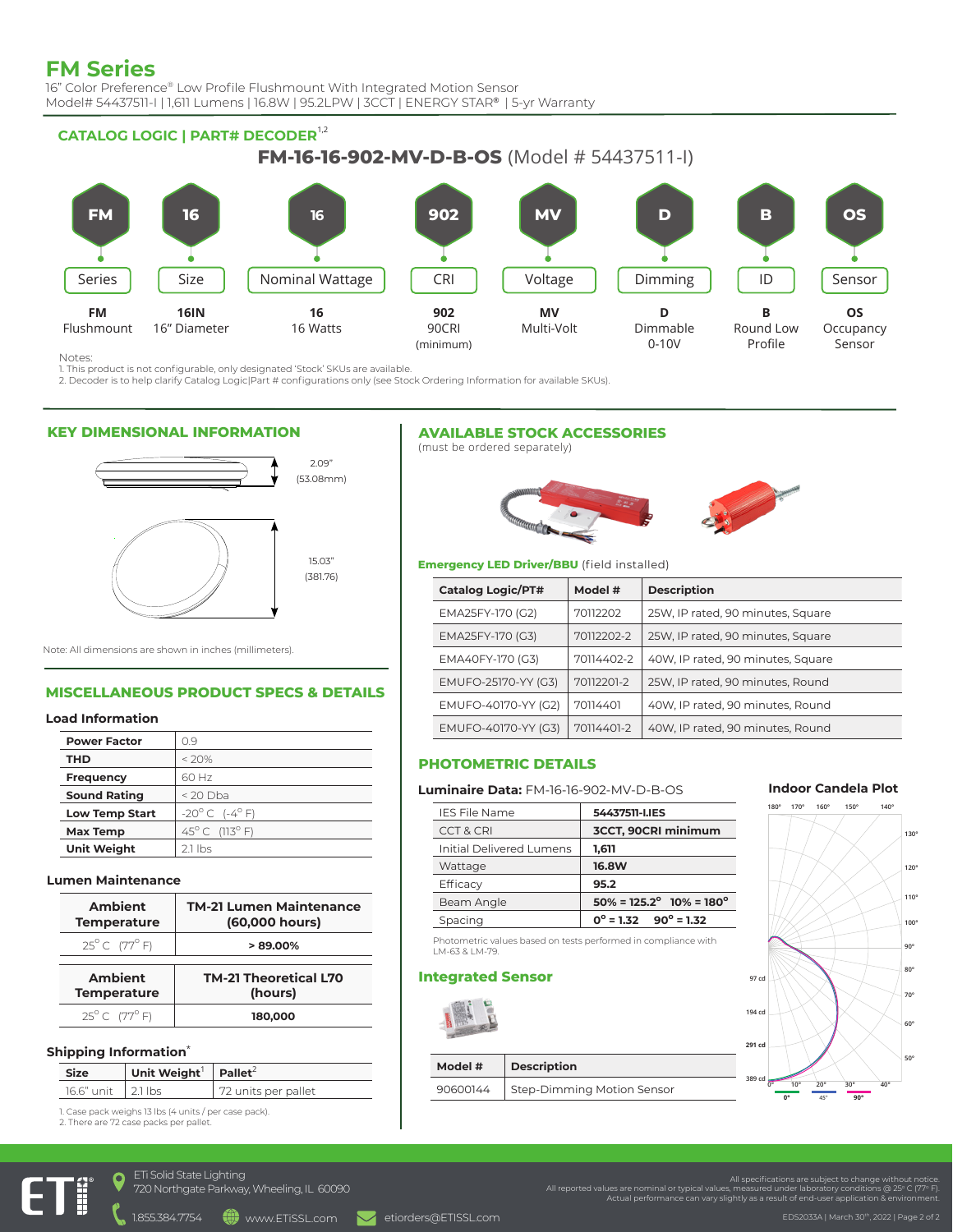# FM Series

16" Color Preference® Low Profile Flushmount With Integrated Motion Sensor
Model# 54437511-I | 1,611 Lumens | 16.8W | 95.2LPW | 3CCT | ENERGY STAR® | 5-yr Warranty

## CATALOG LOGIC | PART# DECODER[1,2]

**FM-16-16-902-MV-D-B-OS** (Model # 54437511-I)

| FM | 16 | 16 | 902 | MV | D | B | OS |
|---|---|---|---|---|---|---|---|
| Series | Size | Nominal Wattage | CRI | Voltage | Dimming | ID | Sensor |
| **FM** Flushmount | **16IN** 16" Diameter | **16** 16 Watts | **902** 90CRI (minimum) | **MV** Multi-Volt | **D** Dimmable 0-10V | **B** Round Low Profile | **OS** Occupancy Sensor |

Notes:
1. This product is not configurable, only designated 'Stock' SKUs are available.
2. Decoder is to help clarify Catalog Logic|Part # configurations only (see Stock Ordering Information for available SKUs).

## KEY DIMENSIONAL INFORMATION

2.09" (53.08mm)

15.03" (381.76)

Note: All dimensions are shown in inches (millimeters).

## MISCELLANEOUS PRODUCT SPECS & DETAILS

### Load Information

| | |
|---|---|
| **Power Factor** | 0.9 |
| **THD** | < 20% |
| **Frequency** | 60 Hz |
| **Sound Rating** | < 20 Dba |
| **Low Temp Start** | -20° C (-4° F) |
| **Max Temp** | 45° C (113° F) |
| **Unit Weight** | 2.1 lbs |

### Lumen Maintenance

| Ambient Temperature | TM-21 Lumen Maintenance (60,000 hours) |
|---|---|
| 25° C (77° F) | **> 89.00%** |

| Ambient Temperature | TM-21 Theoretical L70 (hours) |
|---|---|
| 25° C (77° F) | **180,000** |

### Shipping Information*

| Size | Unit Weight[1] | Pallet[2] |
|---|---|---|
| 16.6" unit | 2.1 lbs | 72 units per pallet |

1. Case pack weighs 13 lbs (4 units / per case pack).
2. There are 72 case packs per pallet.

## AVAILABLE STOCK ACCESSORIES

(must be ordered separately)

**Emergency LED Driver/BBU** (field installed)

| Catalog Logic/PT# | Model # | Description |
|---|---|---|
| EMA25FY-170 (G2) | 70112202 | 25W, IP rated, 90 minutes, Square |
| EMA25FY-170 (G3) | 70112202-2 | 25W, IP rated, 90 minutes, Square |
| EMA40FY-170 (G3) | 70114402-2 | 40W, IP rated, 90 minutes, Square |
| EMUFO-25170-YY (G3) | 70112201-2 | 25W, IP rated, 90 minutes, Round |
| EMUFO-40170-YY (G2) | 70114401 | 40W, IP rated, 90 minutes, Round |
| EMUFO-40170-YY (G3) | 70114401-2 | 40W, IP rated, 90 minutes, Round |

## PHOTOMETRIC DETAILS

**Luminaire Data:** FM-16-16-902-MV-D-B-OS

| | |
|---|---|
| IES File Name | **54437511-I.IES** |
| CCT & CRI | **3CCT, 90CRI minimum** |
| Initial Delivered Lumens | **1,611** |
| Wattage | **16.8W** |
| Efficacy | **95.2** |
| Beam Angle | **50% = 125.2° 10% = 180°** |
| Spacing | **0° = 1.32 90° = 1.32** |

Photometric values based on tests performed in compliance with LM-63 & LM-79.

**Indoor Candela Plot**

180° 170° 160° 150° 140° 130° 120° 110° 100° 90° 80° 70° 60° 50° 40° 30° 20° 10° 0°

97 cd
194 cd
291 cd
389 cd

0° 45° 90°

## Integrated Sensor

| Model # | Description |
|---|---|
| 90600144 | Step-Dimming Motion Sensor |

ETi Solid State Lighting
720 Northgate Parkway, Wheeling, IL 60090
1.855.384.7754 www.ETiSSL.com etiorders@ETISSL.com

All specifications are subject to change without notice.
All reported values are nominal or typical values, measured under laboratory conditions @ 25° C (77° F).
Actual performance can vary slightly as a result of end-user application & environment.

EDS2033A | March 30th, 2022